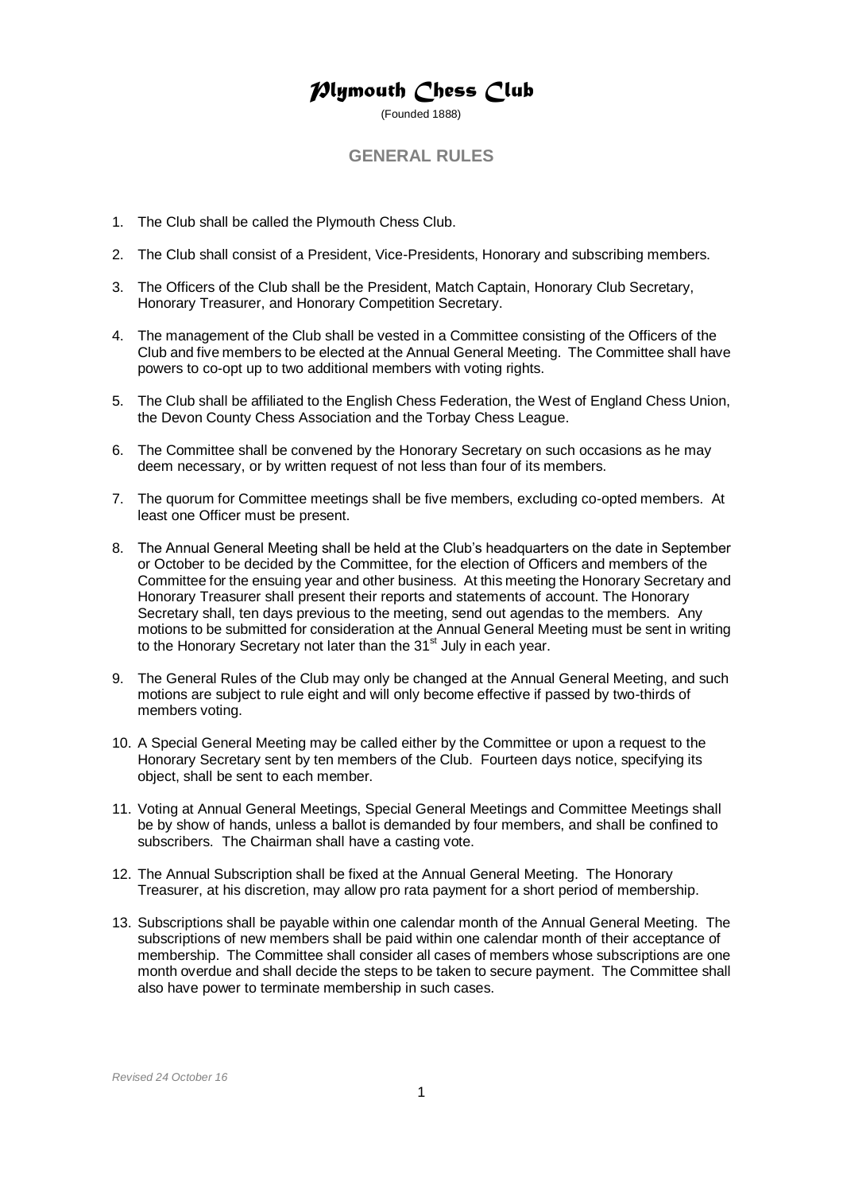# Plymouth Chess Club

(Founded 1888)

## GENERAL RULES

1. The Club shall be called the Plymouth Chess Club.

2. The Club shall consist of a President, Vice-Presidents, Honorary and subscribing members.

3. The Officers of the Club shall be the President, Match Captain, Honorary Club Secretary, Honorary Treasurer, and Honorary Competition Secretary.

4. The management of the Club shall be vested in a Committee consisting of the Officers of the Club and five members to be elected at the Annual General Meeting. The Committee shall have powers to co-opt up to two additional members with voting rights.

5. The Club shall be affiliated to the English Chess Federation, the West of England Chess Union, the Devon County Chess Association and the Torbay Chess League.

6. The Committee shall be convened by the Honorary Secretary on such occasions as he may deem necessary, or by written request of not less than four of its members.

7. The quorum for Committee meetings shall be five members, excluding co-opted members. At least one Officer must be present.

8. The Annual General Meeting shall be held at the Club's headquarters on the date in September or October to be decided by the Committee, for the election of Officers and members of the Committee for the ensuing year and other business. At this meeting the Honorary Secretary and Honorary Treasurer shall present their reports and statements of account. The Honorary Secretary shall, ten days previous to the meeting, send out agendas to the members. Any motions to be submitted for consideration at the Annual General Meeting must be sent in writing to the Honorary Secretary not later than the 31st July in each year.

9. The General Rules of the Club may only be changed at the Annual General Meeting, and such motions are subject to rule eight and will only become effective if passed by two-thirds of members voting.

10. A Special General Meeting may be called either by the Committee or upon a request to the Honorary Secretary sent by ten members of the Club. Fourteen days notice, specifying its object, shall be sent to each member.

11. Voting at Annual General Meetings, Special General Meetings and Committee Meetings shall be by show of hands, unless a ballot is demanded by four members, and shall be confined to subscribers. The Chairman shall have a casting vote.

12. The Annual Subscription shall be fixed at the Annual General Meeting. The Honorary Treasurer, at his discretion, may allow pro rata payment for a short period of membership.

13. Subscriptions shall be payable within one calendar month of the Annual General Meeting. The subscriptions of new members shall be paid within one calendar month of their acceptance of membership. The Committee shall consider all cases of members whose subscriptions are one month overdue and shall decide the steps to be taken to secure payment. The Committee shall also have power to terminate membership in such cases.

*Revised 24 October 16*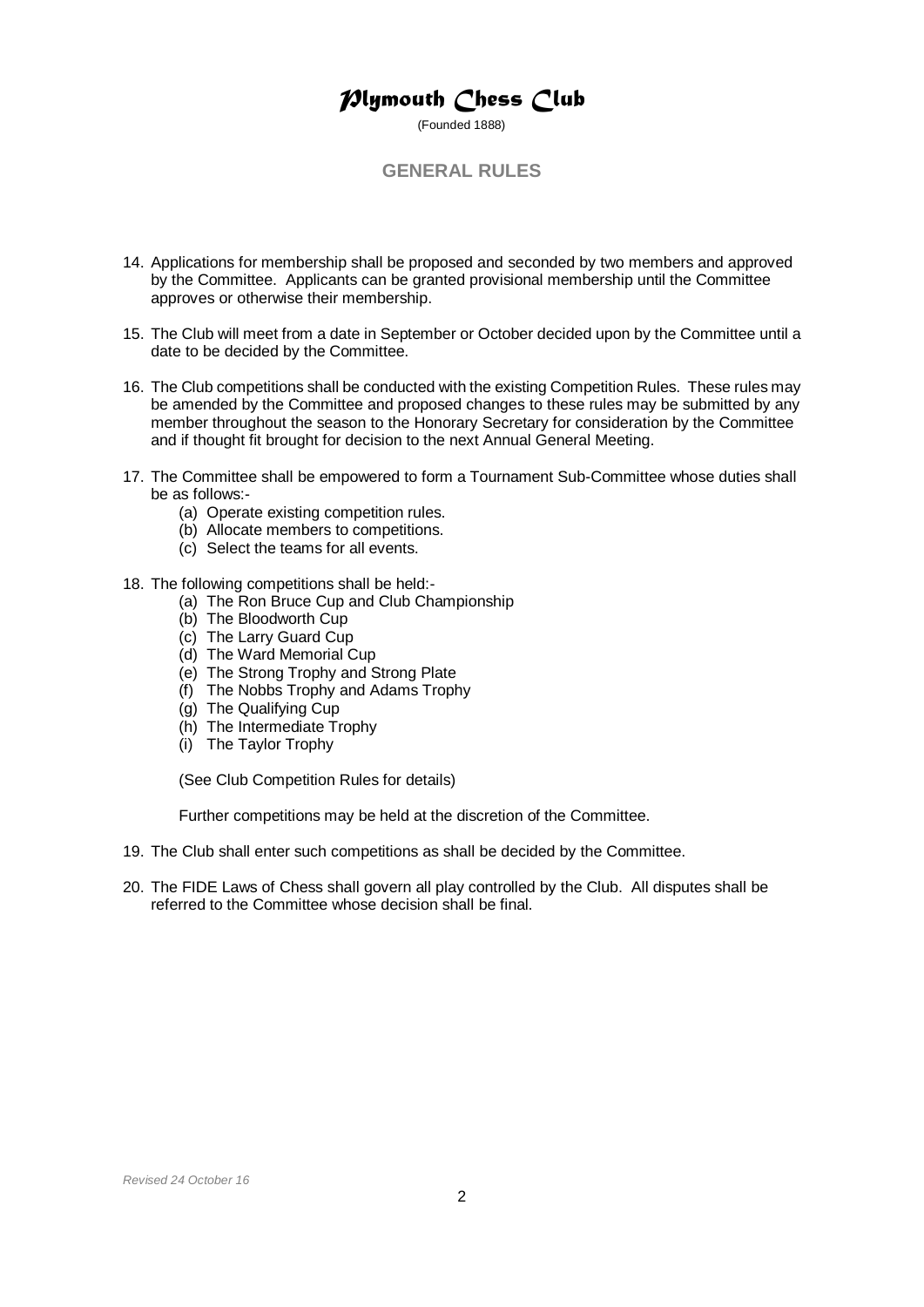# Plymouth Chess Club

(Founded 1888)

## GENERAL RULES

14. Applications for membership shall be proposed and seconded by two members and approved by the Committee. Applicants can be granted provisional membership until the Committee approves or otherwise their membership.

15. The Club will meet from a date in September or October decided upon by the Committee until a date to be decided by the Committee.

16. The Club competitions shall be conducted with the existing Competition Rules. These rules may be amended by the Committee and proposed changes to these rules may be submitted by any member throughout the season to the Honorary Secretary for consideration by the Committee and if thought fit brought for decision to the next Annual General Meeting.

17. The Committee shall be empowered to form a Tournament Sub-Committee whose duties shall be as follows:-
    (a) Operate existing competition rules.
    (b) Allocate members to competitions.
    (c) Select the teams for all events.

18. The following competitions shall be held:-
    (a) The Ron Bruce Cup and Club Championship
    (b) The Bloodworth Cup
    (c) The Larry Guard Cup
    (d) The Ward Memorial Cup
    (e) The Strong Trophy and Strong Plate
    (f) The Nobbs Trophy and Adams Trophy
    (g) The Qualifying Cup
    (h) The Intermediate Trophy
    (i) The Taylor Trophy

    (See Club Competition Rules for details)

    Further competitions may be held at the discretion of the Committee.

19. The Club shall enter such competitions as shall be decided by the Committee.

20. The FIDE Laws of Chess shall govern all play controlled by the Club. All disputes shall be referred to the Committee whose decision shall be final.

*Revised 24 October 16*